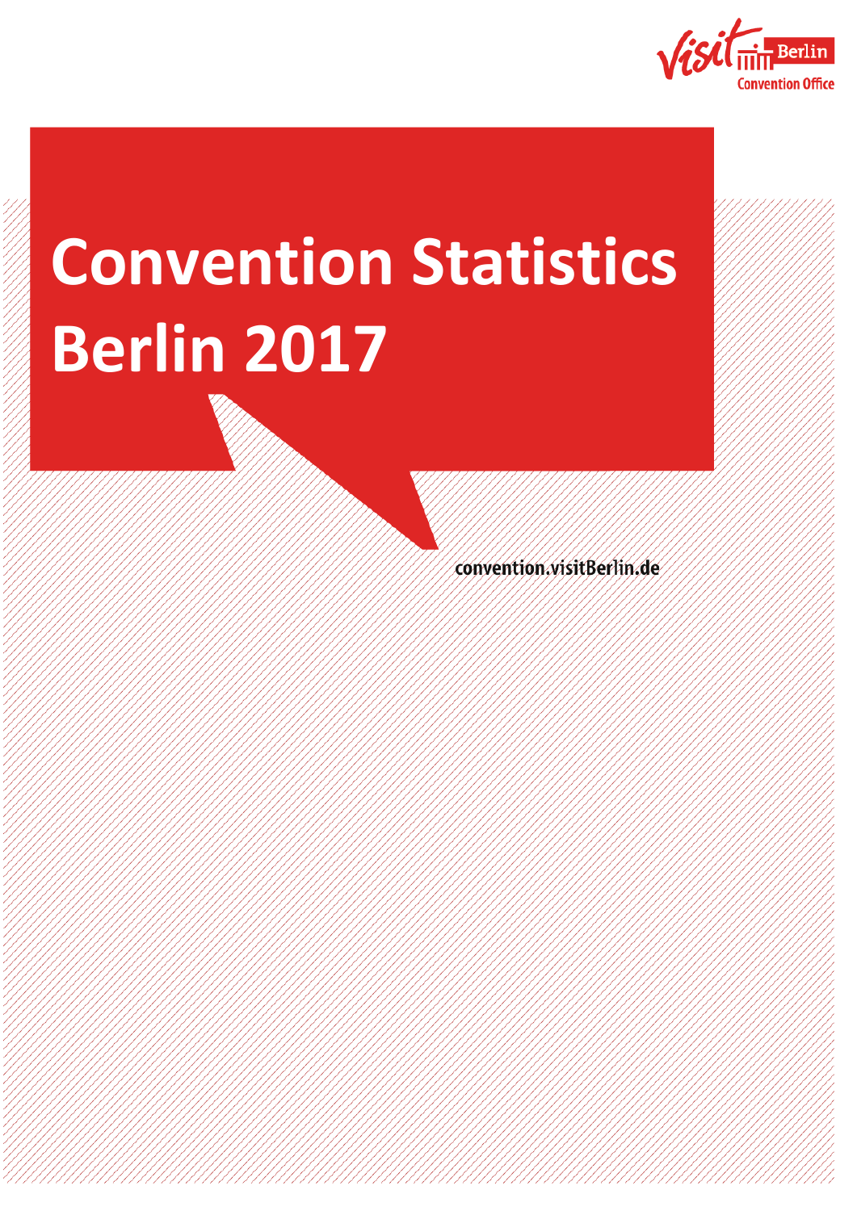Visit Berlin Convention Office

# Convention Statistics Berlin 2017

convention.visitBerlin.de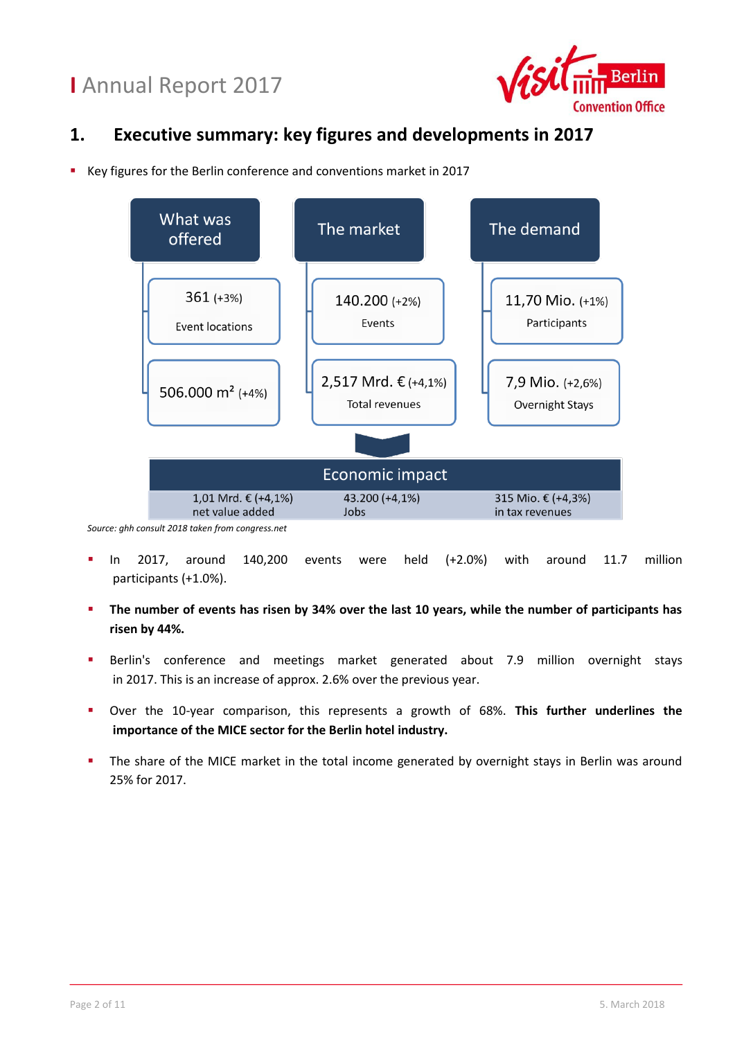# Annual Report 2017

## 1. Executive summary: key figures and developments in 2017

- Key figures for the Berlin conference and conventions market in 2017

| What was offered | The market | The demand |
|---|---|---|
| 361 (+3%) Event locations | 140.200 (+2%) Events | 11,70 Mio. (+1%) Participants |
| 506.000 m² (+4%) | 2,517 Mrd. € (+4,1%) Total revenues | 7,9 Mio. (+2,6%) Overnight Stays |

| Economic impact | | |
|---|---|---|
| 1,01 Mrd. € (+4,1%) net value added | 43.200 (+4,1%) Jobs | 315 Mio. € (+4,3%) in tax revenues |

*Source: ghh consult 2018 taken from congress.net*

- In 2017, around 140,200 events were held (+2.0%) with around 11.7 million participants (+1.0%).
- **The number of events has risen by 34% over the last 10 years, while the number of participants has risen by 44%.**
- Berlin's conference and meetings market generated about 7.9 million overnight stays in 2017. This is an increase of approx. 2.6% over the previous year.
- Over the 10-year comparison, this represents a growth of 68%. **This further underlines the importance of the MICE sector for the Berlin hotel industry.**
- The share of the MICE market in the total income generated by overnight stays in Berlin was around 25% for 2017.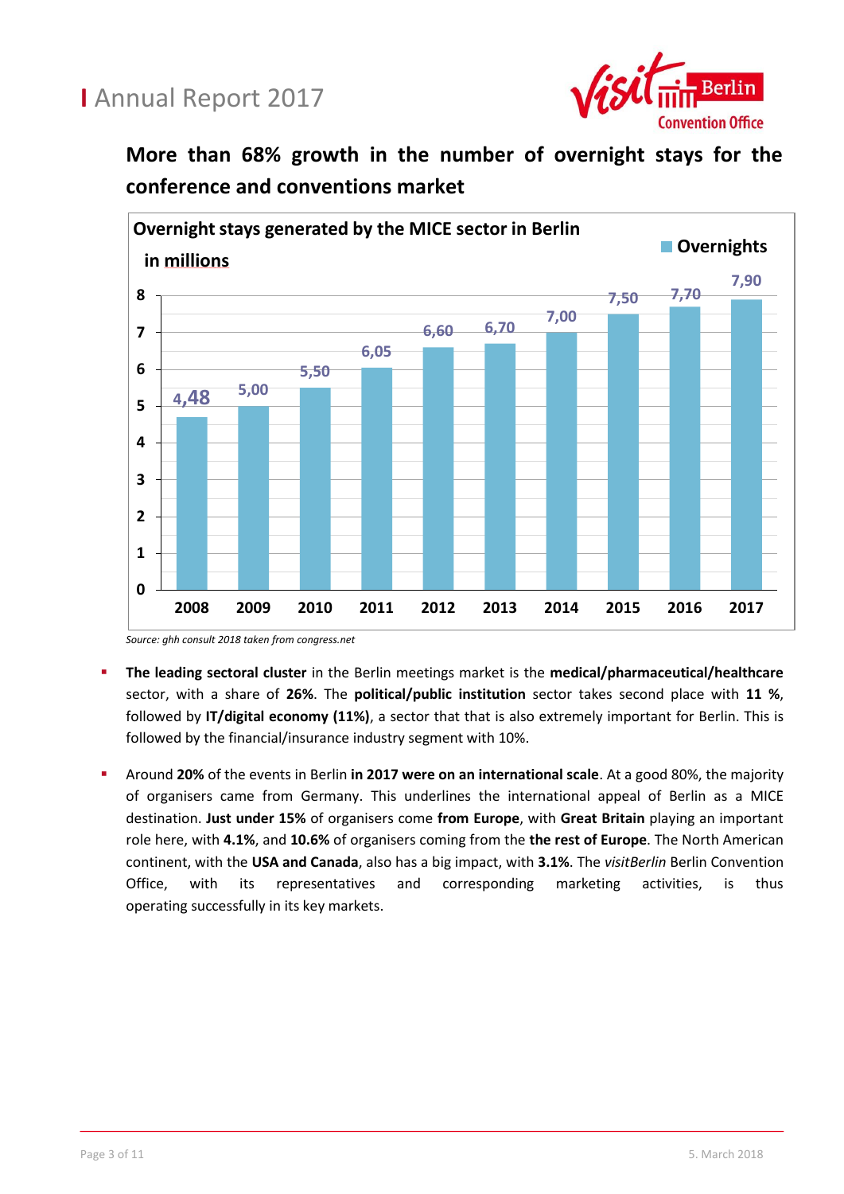## More than 68% growth in the number of overnight stays for the conference and conventions market

**Overnight stays generated by the MICE sector in Berlin in millions**

| Year | Overnights |
|---|---|
| 2008 | 4,48 |
| 2009 | 5,00 |
| 2010 | 5,50 |
| 2011 | 6,05 |
| 2012 | 6,60 |
| 2013 | 6,70 |
| 2014 | 7,00 |
| 2015 | 7,50 |
| 2016 | 7,70 |
| 2017 | 7,90 |

*Source: ghh consult 2018 taken from congress.net*

- **The leading sectoral cluster** in the Berlin meetings market is the **medical/pharmaceutical/healthcare** sector, with a share of **26%**. The **political/public institution** sector takes second place with **11 %**, followed by **IT/digital economy (11%)**, a sector that that is also extremely important for Berlin. This is followed by the financial/insurance industry segment with 10%.
- Around **20%** of the events in Berlin **in 2017 were on an international scale**. At a good 80%, the majority of organisers came from Germany. This underlines the international appeal of Berlin as a MICE destination. **Just under 15%** of organisers come **from Europe**, with **Great Britain** playing an important role here, with **4.1%**, and **10.6%** of organisers coming from the **the rest of Europe**. The North American continent, with the **USA and Canada**, also has a big impact, with **3.1%**. The *visitBerlin* Berlin Convention Office, with its representatives and corresponding marketing activities, is thus operating successfully in its key markets.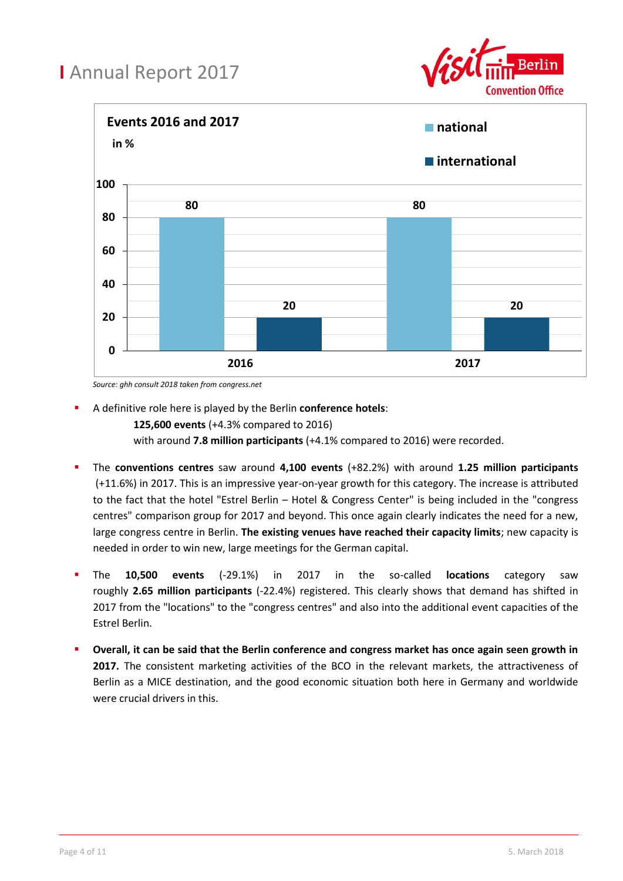**Events 2016 and 2017**
in %

| | national | international |
|---|---|---|
| 2016 | 80 | 20 |
| 2017 | 80 | 20 |

*Source: ghh consult 2018 taken from congress.net*

- A definitive role here is played by the Berlin **conference hotels**:
  **125,600 events** (+4.3% compared to 2016)
  with around **7.8 million participants** (+4.1% compared to 2016) were recorded.

- The **conventions centres** saw around **4,100 events** (+82.2%) with around **1.25 million participants** (+11.6%) in 2017. This is an impressive year-on-year growth for this category. The increase is attributed to the fact that the hotel "Estrel Berlin – Hotel & Congress Center" is being included in the "congress centres" comparison group for 2017 and beyond. This once again clearly indicates the need for a new, large congress centre in Berlin. **The existing venues have reached their capacity limits**; new capacity is needed in order to win new, large meetings for the German capital.

- The **10,500 events** (-29.1%) in 2017 in the so-called **locations** category saw roughly **2.65 million participants** (-22.4%) registered. This clearly shows that demand has shifted in 2017 from the "locations" to the "congress centres" and also into the additional event capacities of the Estrel Berlin.

- **Overall, it can be said that the Berlin conference and congress market has once again seen growth in 2017.** The consistent marketing activities of the BCO in the relevant markets, the attractiveness of Berlin as a MICE destination, and the good economic situation both here in Germany and worldwide were crucial drivers in this.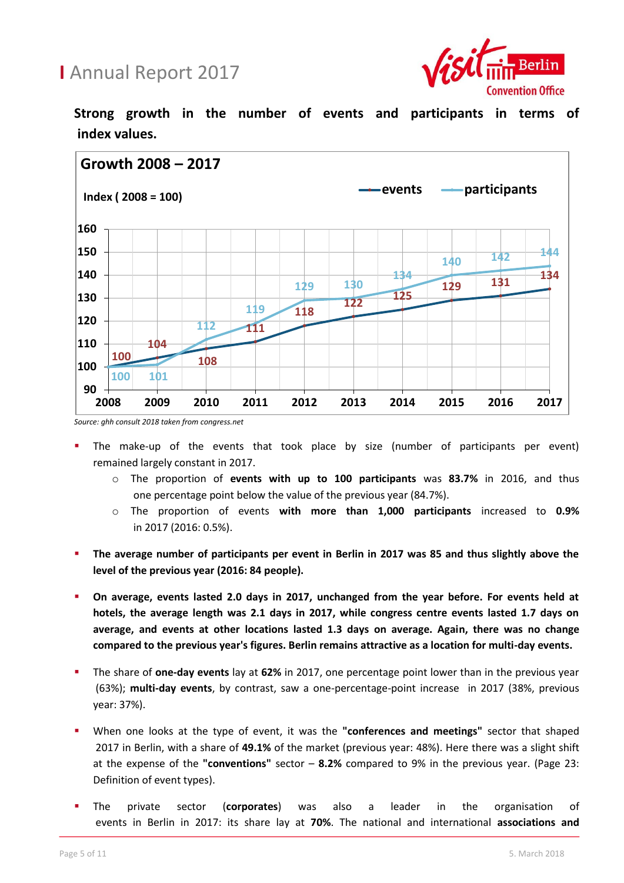**Strong growth in the number of events and participants in terms of index values.**

**Growth 2008 – 2017**

**Index ( 2008 = 100)**

| Year | events | participants |
|---|---|---|
| 2008 | 100 | 100 |
| 2009 | 104 | 101 |
| 2010 | 108 | 112 |
| 2011 | 111 | 119 |
| 2012 | 118 | 129 |
| 2013 | 122 | 130 |
| 2014 | 125 | 134 |
| 2015 | 129 | 140 |
| 2016 | 131 | 142 |
| 2017 | 134 | 144 |

*Source: ghh consult 2018 taken from congress.net*

- The make-up of the events that took place by size (number of participants per event) remained largely constant in 2017.
  - The proportion of **events with up to 100 participants** was **83.7%** in 2016, and thus one percentage point below the value of the previous year (84.7%).
  - The proportion of events **with more than 1,000 participants** increased to **0.9%** in 2017 (2016: 0.5%).
- **The average number of participants per event in Berlin in 2017 was 85 and thus slightly above the level of the previous year (2016: 84 people).**
- **On average, events lasted 2.0 days in 2017, unchanged from the year before. For events held at hotels, the average length was 2.1 days in 2017, while congress centre events lasted 1.7 days on average, and events at other locations lasted 1.3 days on average. Again, there was no change compared to the previous year's figures. Berlin remains attractive as a location for multi-day events.**
- The share of **one-day events** lay at **62%** in 2017, one percentage point lower than in the previous year (63%); **multi-day events**, by contrast, saw a one-percentage-point increase in 2017 (38%, previous year: 37%).
- When one looks at the type of event, it was the **"conferences and meetings"** sector that shaped 2017 in Berlin, with a share of **49.1%** of the market (previous year: 48%). Here there was a slight shift at the expense of the **"conventions"** sector – **8.2%** compared to 9% in the previous year. (Page 23: Definition of event types).
- The private sector (**corporates**) was also a leader in the organisation of events in Berlin in 2017: its share lay at **70%**. The national and international **associations and**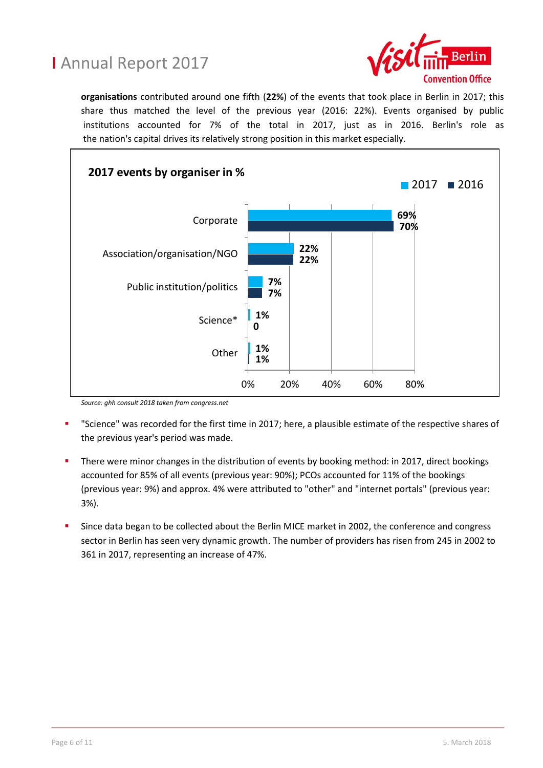**organisations** contributed around one fifth (**22%**) of the events that took place in Berlin in 2017; this share thus matched the level of the previous year (2016: 22%). Events organised by public institutions accounted for 7% of the total in 2017, just as in 2016. Berlin's role as the nation's capital drives its relatively strong position in this market especially.

**2017 events by organiser in %**

| Organiser | 2017 | 2016 |
|---|---|---|
| Corporate | 69% | 70% |
| Association/organisation/NGO | 22% | 22% |
| Public institution/politics | 7% | 7% |
| Science* | 1% | 0 |
| Other | 1% | 1% |

*Source: ghh consult 2018 taken from congress.net*

- "Science" was recorded for the first time in 2017; here, a plausible estimate of the respective shares of the previous year's period was made.
- There were minor changes in the distribution of events by booking method: in 2017, direct bookings accounted for 85% of all events (previous year: 90%); PCOs accounted for 11% of the bookings (previous year: 9%) and approx. 4% were attributed to "other" and "internet portals" (previous year: 3%).
- Since data began to be collected about the Berlin MICE market in 2002, the conference and congress sector in Berlin has seen very dynamic growth. The number of providers has risen from 245 in 2002 to 361 in 2017, representing an increase of 47%.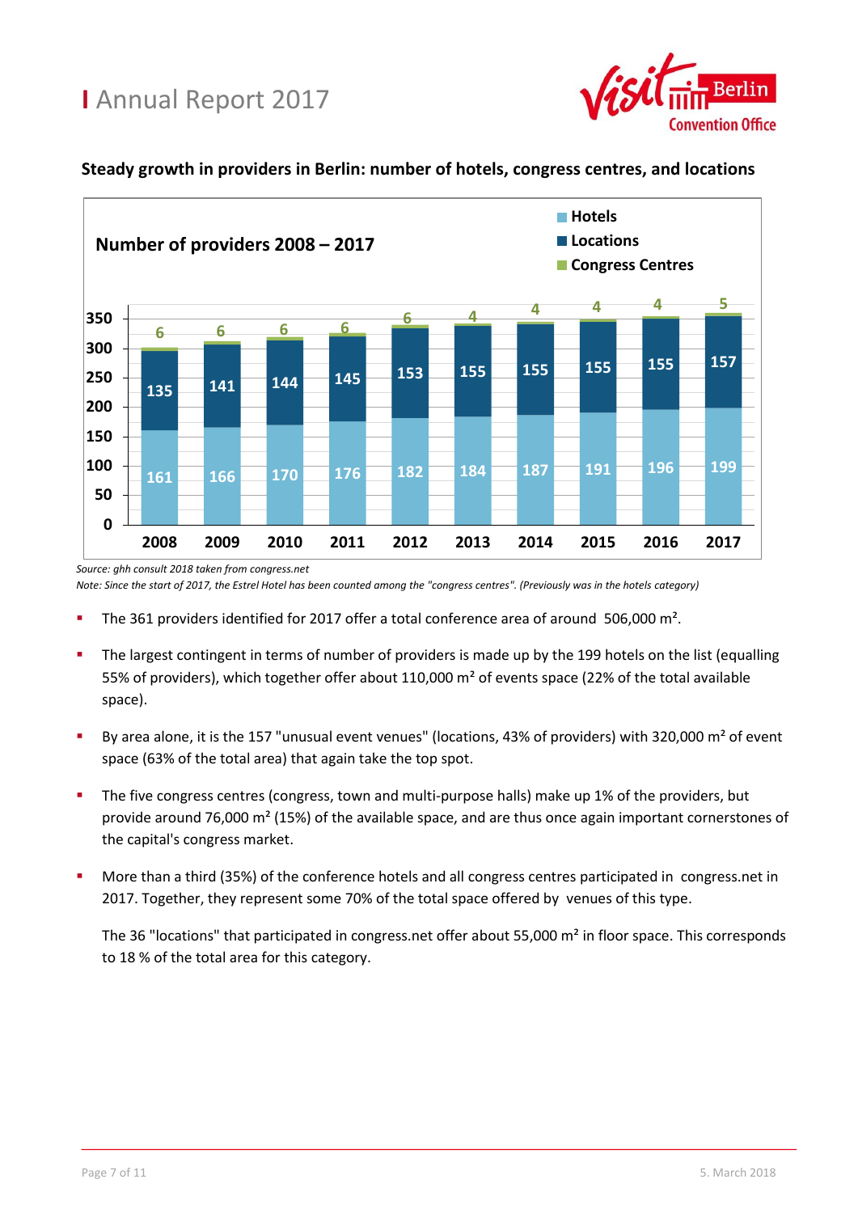# Annual Report 2017

## Steady growth in providers in Berlin: number of hotels, congress centres, and locations

**Number of providers 2008 – 2017**

| Year | Hotels | Locations | Congress Centres |
|---|---|---|---|
| 2008 | 161 | 135 | 6 |
| 2009 | 166 | 141 | 6 |
| 2010 | 170 | 144 | 6 |
| 2011 | 176 | 145 | 6 |
| 2012 | 182 | 153 | 6 |
| 2013 | 184 | 155 | 4 |
| 2014 | 187 | 155 | 4 |
| 2015 | 191 | 155 | 4 |
| 2016 | 196 | 155 | 4 |
| 2017 | 199 | 157 | 5 |

*Source: ghh consult 2018 taken from congress.net*

*Note: Since the start of 2017, the Estrel Hotel has been counted among the "congress centres". (Previously was in the hotels category)*

- The 361 providers identified for 2017 offer a total conference area of around 506,000 m².
- The largest contingent in terms of number of providers is made up by the 199 hotels on the list (equalling 55% of providers), which together offer about 110,000 m² of events space (22% of the total available space).
- By area alone, it is the 157 "unusual event venues" (locations, 43% of providers) with 320,000 m² of event space (63% of the total area) that again take the top spot.
- The five congress centres (congress, town and multi-purpose halls) make up 1% of the providers, but provide around 76,000 m² (15%) of the available space, and are thus once again important cornerstones of the capital's congress market.
- More than a third (35%) of the conference hotels and all congress centres participated in congress.net in 2017. Together, they represent some 70% of the total space offered by venues of this type.

  The 36 "locations" that participated in congress.net offer about 55,000 m² in floor space. This corresponds to 18 % of the total area for this category.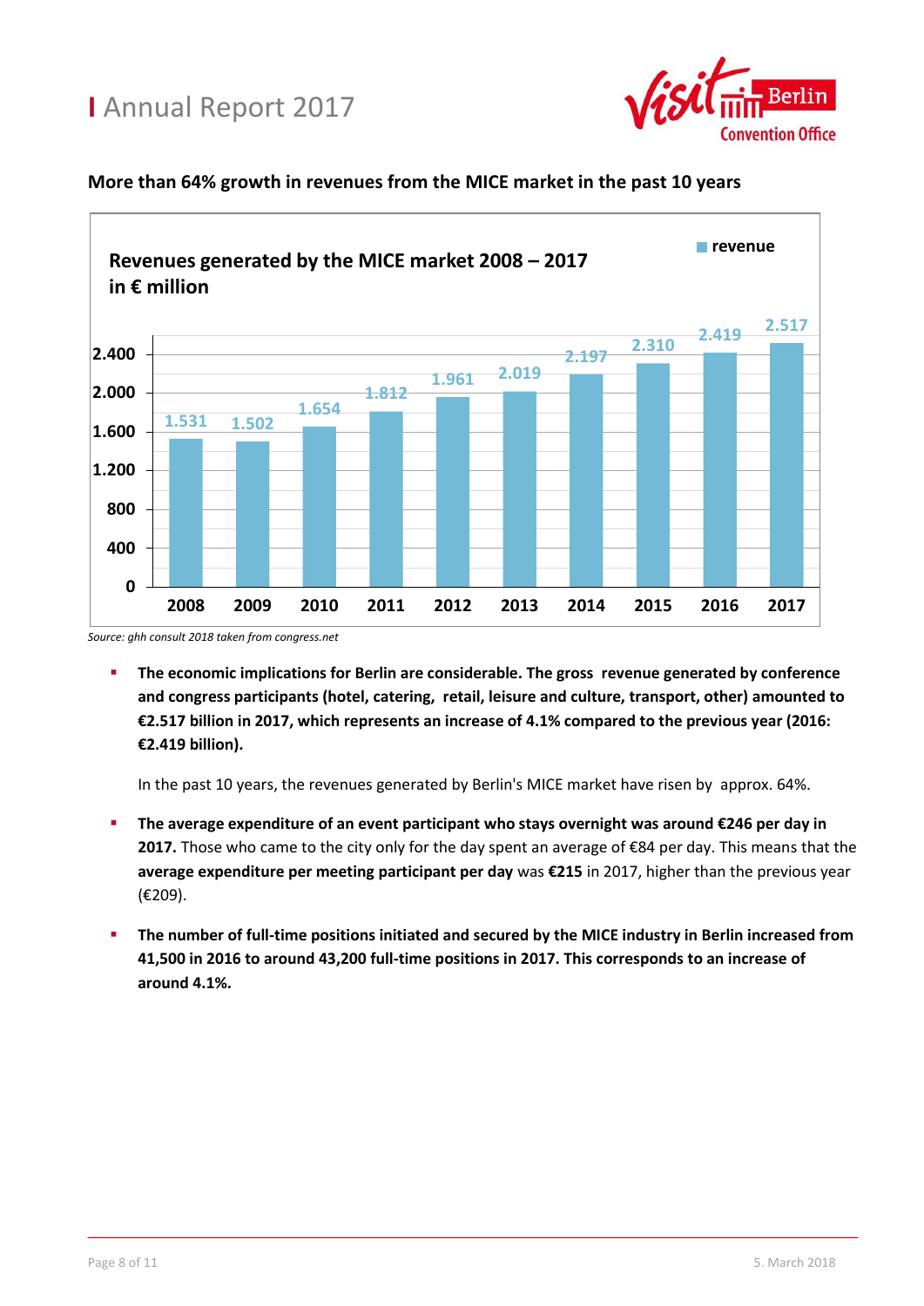# Annual Report 2017

## More than 64% growth in revenues from the MICE market in the past 10 years

**Revenues generated by the MICE market 2008 – 2017 in € million**

| Year | revenue |
|---|---|
| 2008 | 1.531 |
| 2009 | 1.502 |
| 2010 | 1.654 |
| 2011 | 1.812 |
| 2012 | 1.961 |
| 2013 | 2.019 |
| 2014 | 2.197 |
| 2015 | 2.310 |
| 2016 | 2.419 |
| 2017 | 2.517 |

*Source: ghh consult 2018 taken from congress.net*

- **The economic implications for Berlin are considerable. The gross revenue generated by conference and congress participants (hotel, catering, retail, leisure and culture, transport, other) amounted to €2.517 billion in 2017, which represents an increase of 4.1% compared to the previous year (2016: €2.419 billion).**

  In the past 10 years, the revenues generated by Berlin's MICE market have risen by approx. 64%.

- **The average expenditure of an event participant who stays overnight was around €246 per day in 2017.** Those who came to the city only for the day spent an average of €84 per day. This means that the **average expenditure per meeting participant per day** was **€215** in 2017, higher than the previous year (€209).

- **The number of full-time positions initiated and secured by the MICE industry in Berlin increased from 41,500 in 2016 to around 43,200 full-time positions in 2017. This corresponds to an increase of around 4.1%.**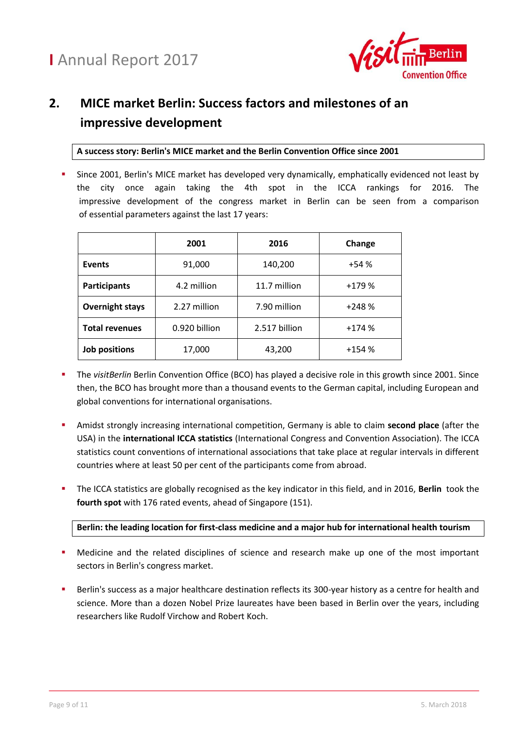## 2. MICE market Berlin: Success factors and milestones of an impressive development

**A success story: Berlin's MICE market and the Berlin Convention Office since 2001**

- Since 2001, Berlin's MICE market has developed very dynamically, emphatically evidenced not least by the city once again taking the 4th spot in the ICCA rankings for 2016. The impressive development of the congress market in Berlin can be seen from a comparison of essential parameters against the last 17 years:

| | 2001 | 2016 | Change |
|---|---|---|---|
| **Events** | 91,000 | 140,200 | +54 % |
| **Participants** | 4.2 million | 11.7 million | +179 % |
| **Overnight stays** | 2.27 million | 7.90 million | +248 % |
| **Total revenues** | 0.920 billion | 2.517 billion | +174 % |
| **Job positions** | 17,000 | 43,200 | +154 % |

- The *visitBerlin* Berlin Convention Office (BCO) has played a decisive role in this growth since 2001. Since then, the BCO has brought more than a thousand events to the German capital, including European and global conventions for international organisations.

- Amidst strongly increasing international competition, Germany is able to claim **second place** (after the USA) in the **international ICCA statistics** (International Congress and Convention Association). The ICCA statistics count conventions of international associations that take place at regular intervals in different countries where at least 50 per cent of the participants come from abroad.

- The ICCA statistics are globally recognised as the key indicator in this field, and in 2016, **Berlin** took the **fourth spot** with 176 rated events, ahead of Singapore (151).

**Berlin: the leading location for first-class medicine and a major hub for international health tourism**

- Medicine and the related disciplines of science and research make up one of the most important sectors in Berlin's congress market.

- Berlin's success as a major healthcare destination reflects its 300-year history as a centre for health and science. More than a dozen Nobel Prize laureates have been based in Berlin over the years, including researchers like Rudolf Virchow and Robert Koch.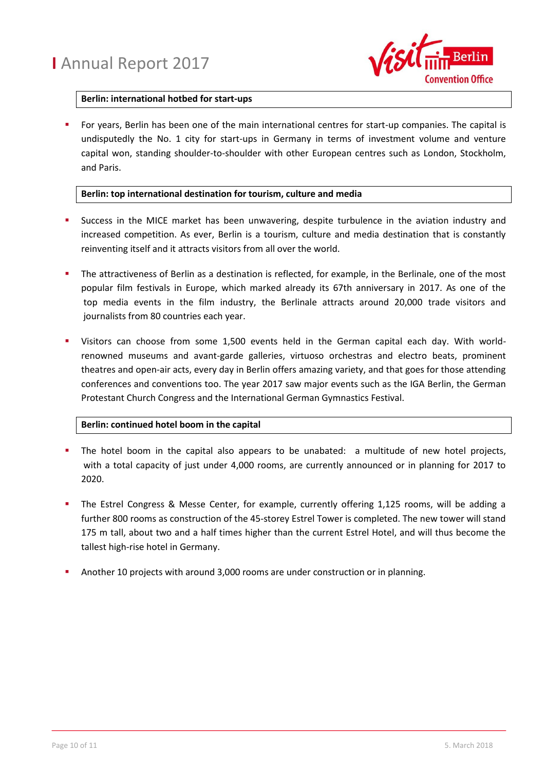**Berlin: international hotbed for start-ups**

- For years, Berlin has been one of the main international centres for start-up companies. The capital is undisputedly the No. 1 city for start-ups in Germany in terms of investment volume and venture capital won, standing shoulder-to-shoulder with other European centres such as London, Stockholm, and Paris.

**Berlin: top international destination for tourism, culture and media**

- Success in the MICE market has been unwavering, despite turbulence in the aviation industry and increased competition. As ever, Berlin is a tourism, culture and media destination that is constantly reinventing itself and it attracts visitors from all over the world.
- The attractiveness of Berlin as a destination is reflected, for example, in the Berlinale, one of the most popular film festivals in Europe, which marked already its 67th anniversary in 2017. As one of the top media events in the film industry, the Berlinale attracts around 20,000 trade visitors and journalists from 80 countries each year.
- Visitors can choose from some 1,500 events held in the German capital each day. With world-renowned museums and avant-garde galleries, virtuoso orchestras and electro beats, prominent theatres and open-air acts, every day in Berlin offers amazing variety, and that goes for those attending conferences and conventions too. The year 2017 saw major events such as the IGA Berlin, the German Protestant Church Congress and the International German Gymnastics Festival.

**Berlin: continued hotel boom in the capital**

- The hotel boom in the capital also appears to be unabated: a multitude of new hotel projects, with a total capacity of just under 4,000 rooms, are currently announced or in planning for 2017 to 2020.
- The Estrel Congress & Messe Center, for example, currently offering 1,125 rooms, will be adding a further 800 rooms as construction of the 45-storey Estrel Tower is completed. The new tower will stand 175 m tall, about two and a half times higher than the current Estrel Hotel, and will thus become the tallest high-rise hotel in Germany.
- Another 10 projects with around 3,000 rooms are under construction or in planning.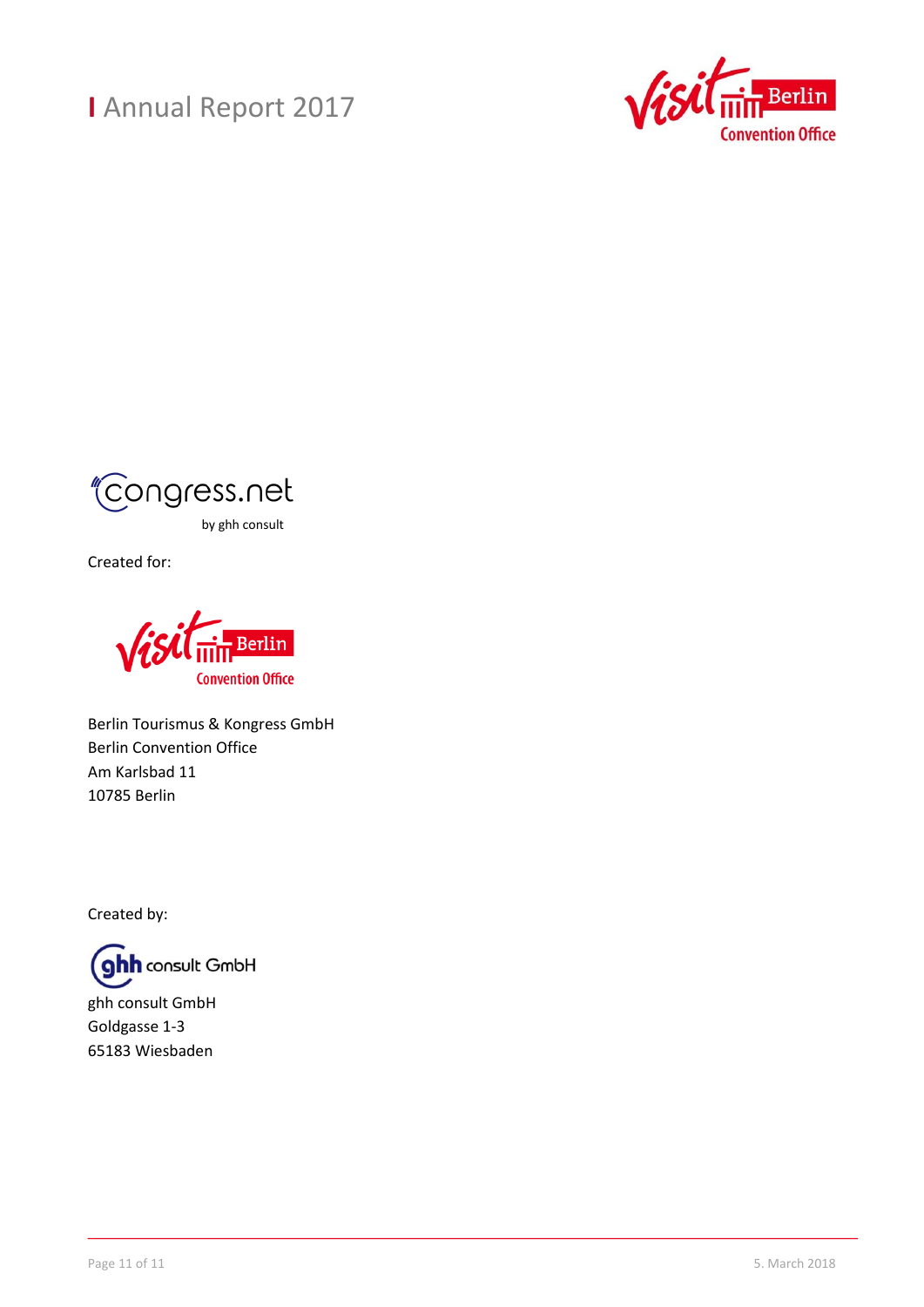# Annual Report 2017

congress.net

by ghh consult

Created for:

Berlin Tourismus & Kongress GmbH
Berlin Convention Office
Am Karlsbad 11
10785 Berlin

Created by:

ghh consult GmbH
Goldgasse 1-3
65183 Wiesbaden